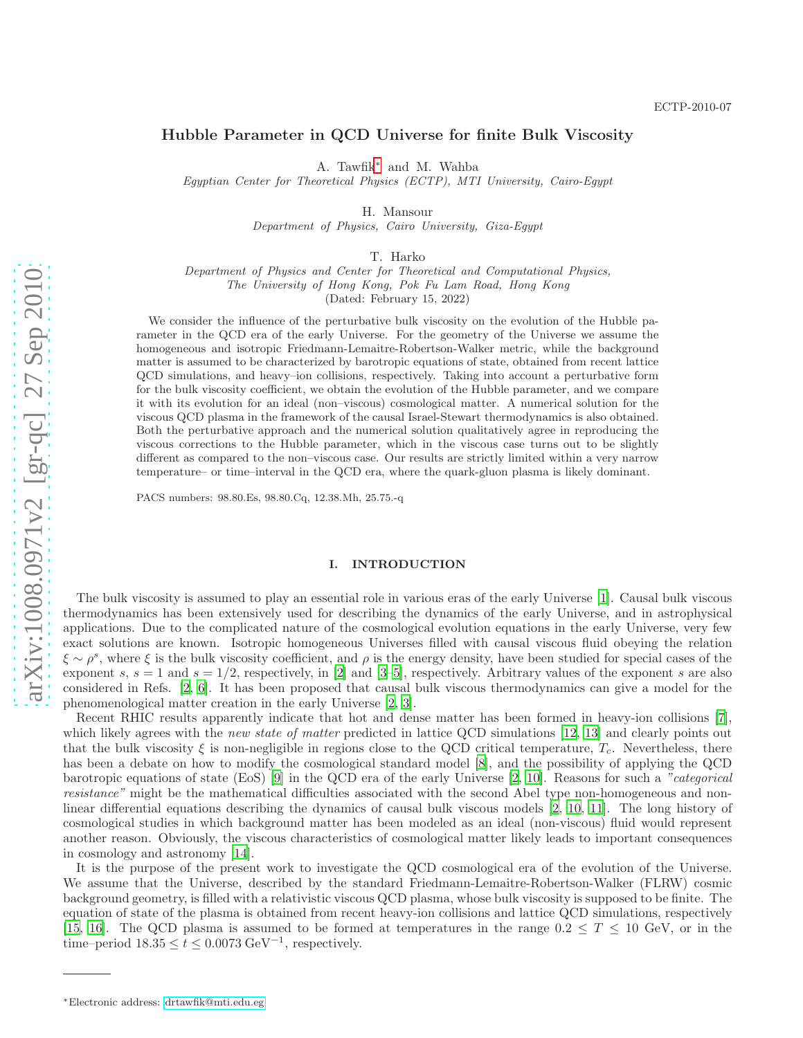ECTP-2010-07

# Hubble Parameter in QCD Universe for finite Bulk Viscosity

A. Tawfik* and M. Wahba
*Egyptian Center for Theoretical Physics (ECTP), MTI University, Cairo-Egypt*

H. Mansour
*Department of Physics, Cairo University, Giza-Egypt*

T. Harko
*Department of Physics and Center for Theoretical and Computational Physics, The University of Hong Kong, Pok Fu Lam Road, Hong Kong*
(Dated: February 15, 2022)

We consider the influence of the perturbative bulk viscosity on the evolution of the Hubble parameter in the QCD era of the early Universe. For the geometry of the Universe we assume the homogeneous and isotropic Friedmann-Lemaitre-Robertson-Walker metric, while the background matter is assumed to be characterized by barotropic equations of state, obtained from recent lattice QCD simulations, and heavy–ion collisions, respectively. Taking into account a perturbative form for the bulk viscosity coefficient, we obtain the evolution of the Hubble parameter, and we compare it with its evolution for an ideal (non–viscous) cosmological matter. A numerical solution for the viscous QCD plasma in the framework of the causal Israel-Stewart thermodynamics is also obtained. Both the perturbative approach and the numerical solution qualitatively agree in reproducing the viscous corrections to the Hubble parameter, which in the viscous case turns out to be slightly different as compared to the non–viscous case. Our results are strictly limited within a very narrow temperature– or time–interval in the QCD era, where the quark-gluon plasma is likely dominant.

PACS numbers: 98.80.Es, 98.80.Cq, 12.38.Mh, 25.75.-q

## I. INTRODUCTION

The bulk viscosity is assumed to play an essential role in various eras of the early Universe [1]. Causal bulk viscous thermodynamics has been extensively used for describing the dynamics of the early Universe, and in astrophysical applications. Due to the complicated nature of the cosmological evolution equations in the early Universe, very few exact solutions are known. Isotropic homogeneous Universes filled with causal viscous fluid obeying the relation $\xi \sim \rho^s$, where $\xi$ is the bulk viscosity coefficient, and $\rho$ is the energy density, have been studied for special cases of the exponent $s$, $s = 1$ and $s = 1/2$, respectively, in [2] and [3–5], respectively. Arbitrary values of the exponent $s$ are also considered in Refs. [2, 6]. It has been proposed that causal bulk viscous thermodynamics can give a model for the phenomenological matter creation in the early Universe [2, 3].

Recent RHIC results apparently indicate that hot and dense matter has been formed in heavy-ion collisions [7], which likely agrees with the *new state of matter* predicted in lattice QCD simulations [12, 13] and clearly points out that the bulk viscosity $\xi$ is non-negligible in regions close to the QCD critical temperature, $T_c$. Nevertheless, there has been a debate on how to modify the cosmological standard model [8], and the possibility of applying the QCD barotropic equations of state (EoS) [9] in the QCD era of the early Universe [2, 10]. Reasons for such a *"categorical resistance"* might be the mathematical difficulties associated with the second Abel type non-homogeneous and non-linear differential equations describing the dynamics of causal bulk viscous models [2, 10, 11]. The long history of cosmological studies in which background matter has been modeled as an ideal (non-viscous) fluid would represent another reason. Obviously, the viscous characteristics of cosmological matter likely leads to important consequences in cosmology and astronomy [14].

It is the purpose of the present work to investigate the QCD cosmological era of the evolution of the Universe. We assume that the Universe, described by the standard Friedmann-Lemaitre-Robertson-Walker (FLRW) cosmic background geometry, is filled with a relativistic viscous QCD plasma, whose bulk viscosity is supposed to be finite. The equation of state of the plasma is obtained from recent heavy-ion collisions and lattice QCD simulations, respectively [15, 16]. The QCD plasma is assumed to be formed at temperatures in the range $0.2 \leq T \leq 10$ GeV, or in the time–period $18.35 \leq t \leq 0.0073$ GeV$^{-1}$, respectively.

*Electronic address: drtawfik@mti.edu.eg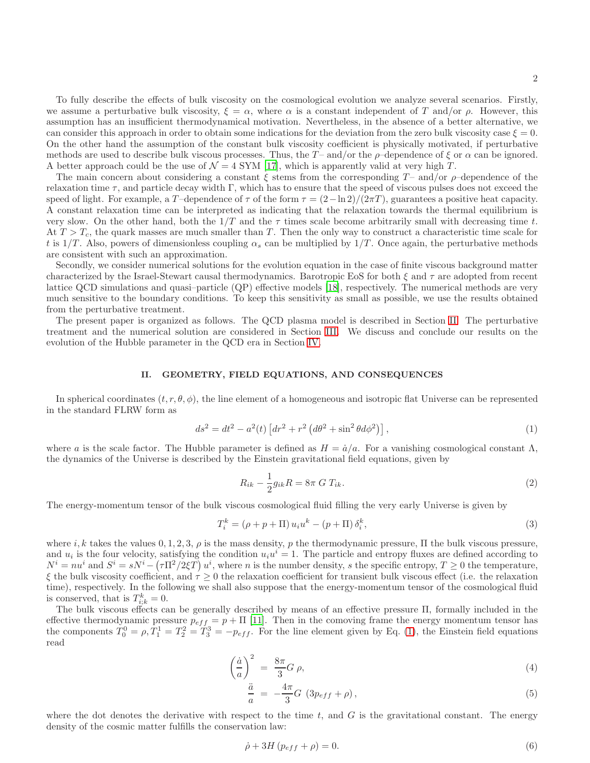To fully describe the effects of bulk viscosity on the cosmological evolution we analyze several scenarios. Firstly, we assume a perturbative bulk viscosity, $\xi = \alpha$, where $\alpha$ is a constant independent of $T$ and/or $\rho$. However, this assumption has an insufficient thermodynamical motivation. Nevertheless, in the absence of a better alternative, we can consider this approach in order to obtain some indications for the deviation from the zero bulk viscosity case $\xi = 0$. On the other hand the assumption of the constant bulk viscosity coefficient is physically motivated, if perturbative methods are used to describe bulk viscous processes. Thus, the $T$– and/or the $\rho$–dependence of $\xi$ or $\alpha$ can be ignored. A better approach could be the use of $\mathcal{N} = 4$ SYM [17], which is apparently valid at very high $T$.

The main concern about considering a constant $\xi$ stems from the corresponding $T$– and/or $\rho$–dependence of the relaxation time $\tau$, and particle decay width $\Gamma$, which has to ensure that the speed of viscous pulses does not exceed the speed of light. For example, a $T$–dependence of $\tau$ of the form $\tau = (2 - \ln 2)/(2\pi T)$, guarantees a positive heat capacity. A constant relaxation time can be interpreted as indicating that the relaxation towards the thermal equilibrium is very slow. On the other hand, both the $1/T$ and the $\tau$ times scale become arbitrarily small with decreasing time $t$. At $T > T_c$, the quark masses are much smaller than $T$. Then the only way to construct a characteristic time scale for $t$ is $1/T$. Also, powers of dimensionless coupling $\alpha_s$ can be multiplied by $1/T$. Once again, the perturbative methods are consistent with such an approximation.

Secondly, we consider numerical solutions for the evolution equation in the case of finite viscous background matter characterized by the Israel-Stewart causal thermodynamics. Barotropic EoS for both $\xi$ and $\tau$ are adopted from recent lattice QCD simulations and quasi–particle (QP) effective models [18], respectively. The numerical methods are very much sensitive to the boundary conditions. To keep this sensitivity as small as possible, we use the results obtained from the perturbative treatment.

The present paper is organized as follows. The QCD plasma model is described in Section II. The perturbative treatment and the numerical solution are considered in Section III. We discuss and conclude our results on the evolution of the Hubble parameter in the QCD era in Section IV.

## II. GEOMETRY, FIELD EQUATIONS, AND CONSEQUENCES

In spherical coordinates $(t, r, \theta, \phi)$, the line element of a homogeneous and isotropic flat Universe can be represented in the standard FLRW form as

$$ds^2 = dt^2 - a^2(t)\left[dr^2 + r^2\left(d\theta^2 + \sin^2\theta d\phi^2\right)\right], \tag{1}$$

where $a$ is the scale factor. The Hubble parameter is defined as $H = \dot{a}/a$. For a vanishing cosmological constant $\Lambda$, the dynamics of the Universe is described by the Einstein gravitational field equations, given by

$$R_{ik} - \frac{1}{2}g_{ik}R = 8\pi\, G\, T_{ik}. \tag{2}$$

The energy-momentum tensor of the bulk viscous cosmological fluid filling the very early Universe is given by

$$T_i^k = (\rho + p + \Pi)\, u_i u^k - (p + \Pi)\,\delta_i^k, \tag{3}$$

where $i, k$ takes the values $0, 1, 2, 3$, $\rho$ is the mass density, $p$ the thermodynamic pressure, $\Pi$ the bulk viscous pressure, and $u_i$ is the four velocity, satisfying the condition $u_i u^i = 1$. The particle and entropy fluxes are defined according to $N^i = n u^i$ and $S^i = s N^i - \left(\tau\Pi^2/2\xi T\right) u^i$, where $n$ is the number density, $s$ the specific entropy, $T \geq 0$ the temperature, $\xi$ the bulk viscosity coefficient, and $\tau \geq 0$ the relaxation coefficient for transient bulk viscous effect (i.e. the relaxation time), respectively. In the following we shall also suppose that the energy-momentum tensor of the cosmological fluid is conserved, that is $T_{i;k}^k = 0$.

The bulk viscous effects can be generally described by means of an effective pressure $\Pi$, formally included in the effective thermodynamic pressure $p_{eff} = p + \Pi$ [11]. Then in the comoving frame the energy momentum tensor has the components $T_0^0 = \rho, T_1^1 = T_2^2 = T_3^3 = -p_{eff}$. For the line element given by Eq. (1), the Einstein field equations read

$$\left(\frac{\dot{a}}{a}\right)^2 = \frac{8\pi}{3} G\, \rho, \tag{4}$$

$$\frac{\ddot{a}}{a} = -\frac{4\pi}{3} G\, \left(3p_{eff} + \rho\right), \tag{5}$$

where the dot denotes the derivative with respect to the time $t$, and $G$ is the gravitational constant. The energy density of the cosmic matter fulfills the conservation law:

$$\dot{\rho} + 3H\left(p_{eff} + \rho\right) = 0. \tag{6}$$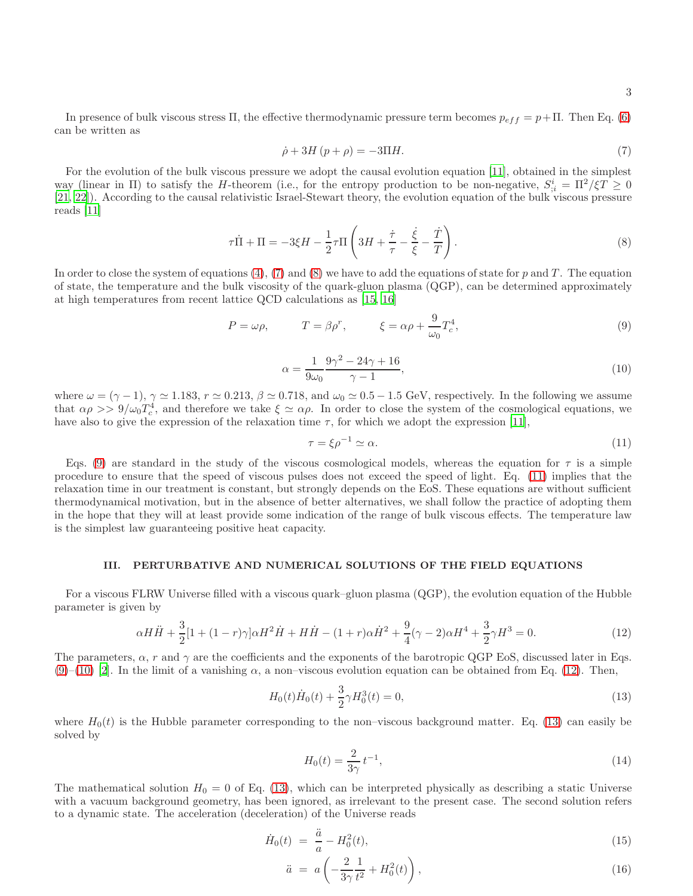In presence of bulk viscous stress $\Pi$, the effective thermodynamic pressure term becomes $p_{eff} = p + \Pi$. Then Eq. (6) can be written as

$$\dot{\rho} + 3H\left(p + \rho\right) = -3\Pi H. \tag{7}$$

For the evolution of the bulk viscous pressure we adopt the causal evolution equation [11], obtained in the simplest way (linear in $\Pi$) to satisfy the $H$-theorem (i.e., for the entropy production to be non-negative, $S^i_{;i} = \Pi^2/\xi T \geq 0$ [21, 22]). According to the causal relativistic Israel-Stewart theory, the evolution equation of the bulk viscous pressure reads [11]

$$\tau\dot{\Pi} + \Pi = -3\xi H - \frac{1}{2}\tau\Pi\left(3H + \frac{\dot{\tau}}{\tau} - \frac{\dot{\xi}}{\xi} - \frac{\dot{T}}{T}\right). \tag{8}$$

In order to close the system of equations (4), (7) and (8) we have to add the equations of state for $p$ and $T$. The equation of state, the temperature and the bulk viscosity of the quark-gluon plasma (QGP), can be determined approximately at high temperatures from recent lattice QCD calculations as [15, 16]

$$P = \omega\rho, \qquad T = \beta\rho^r, \qquad \xi = \alpha\rho + \frac{9}{\omega_0}T_c^4, \tag{9}$$

$$\alpha = \frac{1}{9\omega_0}\frac{9\gamma^2 - 24\gamma + 16}{\gamma - 1}, \tag{10}$$

where $\omega = (\gamma - 1)$, $\gamma \simeq 1.183$, $r \simeq 0.213$, $\beta \simeq 0.718$, and $\omega_0 \simeq 0.5 - 1.5$ GeV, respectively. In the following we assume that $\alpha\rho >> 9/\omega_0 T_c^4$, and therefore we take $\xi \simeq \alpha\rho$. In order to close the system of the cosmological equations, we have also to give the expression of the relaxation time $\tau$, for which we adopt the expression [11],

$$\tau = \xi\rho^{-1} \simeq \alpha. \tag{11}$$

Eqs. (9) are standard in the study of the viscous cosmological models, whereas the equation for $\tau$ is a simple procedure to ensure that the speed of viscous pulses does not exceed the speed of light. Eq. (11) implies that the relaxation time in our treatment is constant, but strongly depends on the EoS. These equations are without sufficient thermodynamical motivation, but in the absence of better alternatives, we shall follow the practice of adopting them in the hope that they will at least provide some indication of the range of bulk viscous effects. The temperature law is the simplest law guaranteeing positive heat capacity.

## III. PERTURBATIVE AND NUMERICAL SOLUTIONS OF THE FIELD EQUATIONS

For a viscous FLRW Universe filled with a viscous quark–gluon plasma (QGP), the evolution equation of the Hubble parameter is given by

$$\alpha H\ddot{H} + \frac{3}{2}[1 + (1 - r)\gamma]\alpha H^2\dot{H} + H\dot{H} - (1 + r)\alpha\dot{H}^2 + \frac{9}{4}(\gamma - 2)\alpha H^4 + \frac{3}{2}\gamma H^3 = 0. \tag{12}$$

The parameters, $\alpha$, $r$ and $\gamma$ are the coefficients and the exponents of the barotropic QGP EoS, discussed later in Eqs. (9)–(10) [2]. In the limit of a vanishing $\alpha$, a non–viscous evolution equation can be obtained from Eq. (12). Then,

$$H_0(t)\dot{H}_0(t) + \frac{3}{2}\gamma H_0^3(t) = 0, \tag{13}$$

where $H_0(t)$ is the Hubble parameter corresponding to the non–viscous background matter. Eq. (13) can easily be solved by

$$H_0(t) = \frac{2}{3\gamma}\,t^{-1}, \tag{14}$$

The mathematical solution $H_0 = 0$ of Eq. (13), which can be interpreted physically as describing a static Universe with a vacuum background geometry, has been ignored, as irrelevant to the present case. The second solution refers to a dynamic state. The acceleration (deceleration) of the Universe reads

$$\dot{H}_0(t) = \frac{\ddot{a}}{a} - H_0^2(t), \tag{15}$$

$$\ddot{a} = a\left(-\frac{2}{3\gamma}\frac{1}{t^2} + H_0^2(t)\right), \tag{16}$$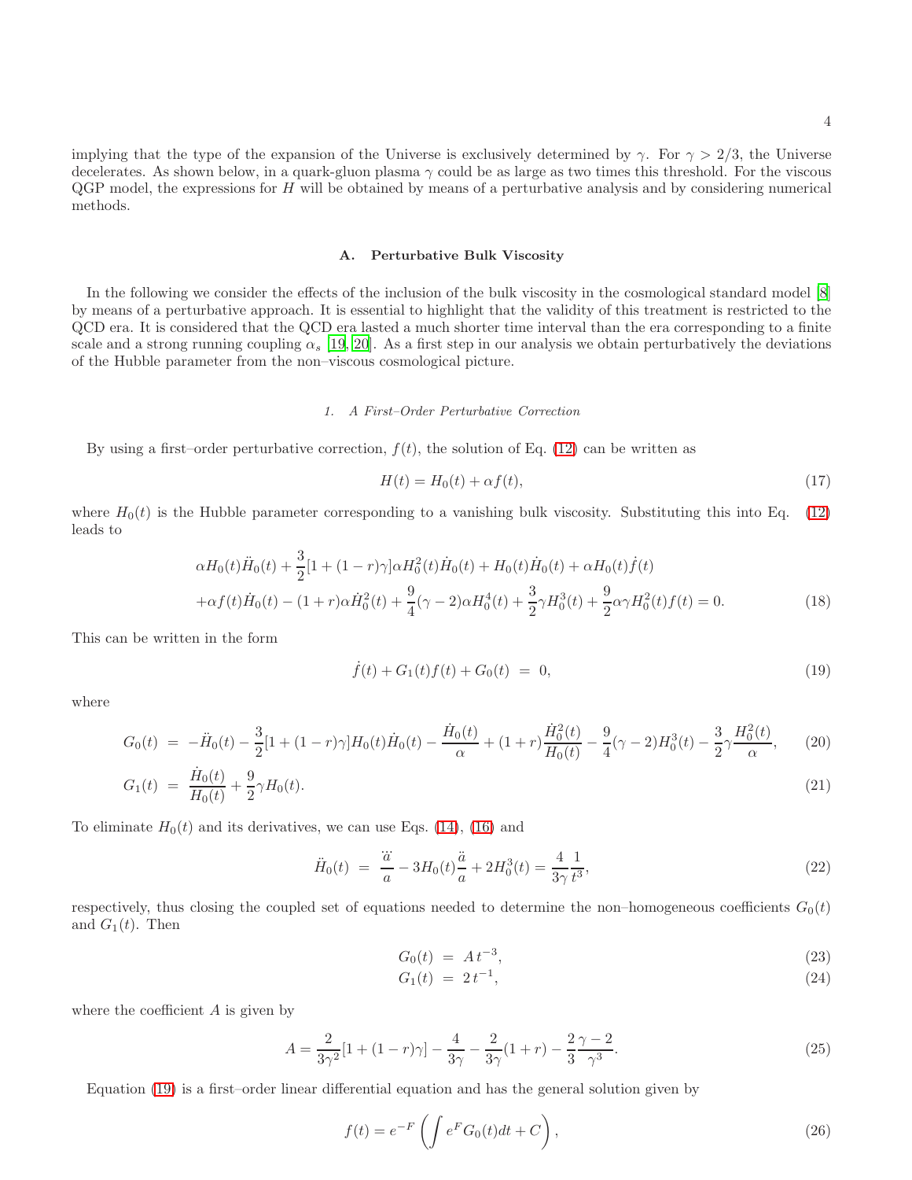implying that the type of the expansion of the Universe is exclusively determined by $\gamma$. For $\gamma > 2/3$, the Universe decelerates. As shown below, in a quark-gluon plasma $\gamma$ could be as large as two times this threshold. For the viscous QGP model, the expressions for $H$ will be obtained by means of a perturbative analysis and by considering numerical methods.

### A. Perturbative Bulk Viscosity

In the following we consider the effects of the inclusion of the bulk viscosity in the cosmological standard model [8] by means of a perturbative approach. It is essential to highlight that the validity of this treatment is restricted to the QCD era. It is considered that the QCD era lasted a much shorter time interval than the era corresponding to a finite scale and a strong running coupling $\alpha_s$ [19, 20]. As a first step in our analysis we obtain perturbatively the deviations of the Hubble parameter from the non–viscous cosmological picture.

#### 1. A First–Order Perturbative Correction

By using a first–order perturbative correction, $f(t)$, the solution of Eq. (12) can be written as

$$H(t) = H_0(t) + \alpha f(t), \tag{17}$$

where $H_0(t)$ is the Hubble parameter corresponding to a vanishing bulk viscosity. Substituting this into Eq. (12) leads to

$$\begin{aligned}
&\alpha H_0(t)\ddot{H}_0(t) + \frac{3}{2}[1+(1-r)\gamma]\alpha H_0^2(t)\dot{H}_0(t) + H_0(t)\dot{H}_0(t) + \alpha H_0(t)\dot{f}(t) \\
&+\alpha f(t)\dot{H}_0(t) - (1+r)\alpha\dot{H}_0^2(t) + \frac{9}{4}(\gamma-2)\alpha H_0^4(t) + \frac{3}{2}\gamma H_0^3(t) + \frac{9}{2}\alpha\gamma H_0^2(t)f(t) = 0.
\end{aligned} \tag{18}$$

This can be written in the form

$$\dot{f}(t) + G_1(t)f(t) + G_0(t) \ = \ 0, \tag{19}$$

where

$$G_0(t) \ = \ -\ddot{H}_0(t) - \frac{3}{2}[1+(1-r)\gamma]H_0(t)\dot{H}_0(t) - \frac{\dot{H}_0(t)}{\alpha} + (1+r)\frac{\dot{H}_0^2(t)}{H_0(t)} - \frac{9}{4}(\gamma-2)H_0^3(t) - \frac{3}{2}\gamma\frac{H_0^2(t)}{\alpha}, \tag{20}$$

$$G_1(t) \ = \ \frac{\dot{H}_0(t)}{H_0(t)} + \frac{9}{2}\gamma H_0(t). \tag{21}$$

To eliminate $H_0(t)$ and its derivatives, we can use Eqs. (14), (16) and

$$\ddot{H}_0(t) \ = \ \frac{\dddot{a}}{a} - 3H_0(t)\frac{\ddot{a}}{a} + 2H_0^3(t) = \frac{4}{3\gamma}\frac{1}{t^3}, \tag{22}$$

respectively, thus closing the coupled set of equations needed to determine the non–homogeneous coefficients $G_0(t)$ and $G_1(t)$. Then

$$G_0(t) \ = \ A\,t^{-3}, \tag{23}$$

$$G_1(t) \ = \ 2\,t^{-1}, \tag{24}$$

where the coefficient $A$ is given by

$$A = \frac{2}{3\gamma^2}[1+(1-r)\gamma] - \frac{4}{3\gamma} - \frac{2}{3\gamma}(1+r) - \frac{2}{3}\frac{\gamma-2}{\gamma^3}. \tag{25}$$

Equation (19) is a first–order linear differential equation and has the general solution given by

$$f(t) = e^{-F}\left(\int e^F G_0(t)dt + C\right), \tag{26}$$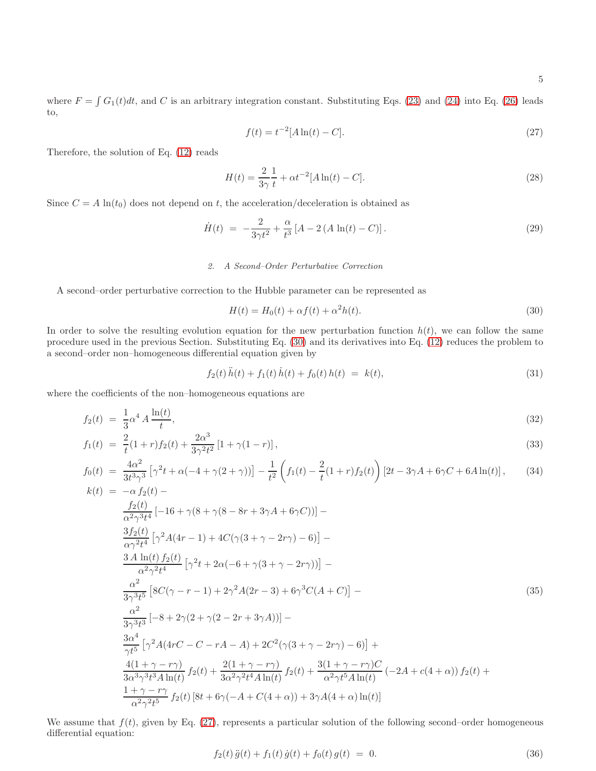where $F = \int G_1(t)dt$, and $C$ is an arbitrary integration constant. Substituting Eqs. (23) and (24) into Eq. (26) leads to,

$$f(t) = t^{-2}[A\ln(t) - C]. \tag{27}$$

Therefore, the solution of Eq. (12) reads

$$H(t) = \frac{2}{3\gamma}\frac{1}{t} + \alpha t^{-2}[A\ln(t) - C]. \tag{28}$$

Since $C = A\,\ln(t_0)$ does not depend on $t$, the acceleration/deceleration is obtained as

$$\dot{H}(t) \;=\; -\frac{2}{3\gamma t^2} + \frac{\alpha}{t^3}\left[A - 2\left(A\,\ln(t) - C\right)\right]. \tag{29}$$

### 2. A Second–Order Perturbative Correction

A second–order perturbative correction to the Hubble parameter can be represented as

$$H(t) = H_0(t) + \alpha f(t) + \alpha^2 h(t). \tag{30}$$

In order to solve the resulting evolution equation for the new perturbation function $h(t)$, we can follow the same procedure used in the previous Section. Substituting Eq. (30) and its derivatives into Eq. (12) reduces the problem to a second–order non–homogeneous differential equation given by

$$f_2(t)\,\ddot{h}(t) + f_1(t)\,\dot{h}(t) + f_0(t)\,h(t) \;=\; k(t), \tag{31}$$

where the coefficients of the non–homogeneous equations are

$$f_2(t) \;=\; \frac{1}{3}\alpha^4\,A\,\frac{\ln(t)}{t}, \tag{32}$$

$$f_1(t) \;=\; \frac{2}{t}(1+r)f_2(t) + \frac{2\alpha^3}{3\gamma^2 t^2}\left[1+\gamma(1-r)\right], \tag{33}$$

$$f_0(t) \;=\; \frac{4\alpha^2}{3t^3\gamma^3}\left[\gamma^2 t + \alpha(-4+\gamma(2+\gamma))\right] - \frac{1}{t^2}\left(f_1(t) - \frac{2}{t}(1+r)f_2(t)\right)\left[2t - 3\gamma A + 6\gamma C + 6A\ln(t)\right], \tag{34}$$

$$\begin{aligned}
k(t) \;=\; & -\alpha\, f_2(t) - \\
& \frac{f_2(t)}{\alpha^2\gamma^3 t^4}\left[-16+\gamma(8+\gamma(8-8r+3\gamma A+6\gamma C))\right] - \\
& \frac{3f_2(t)}{\alpha\gamma^2 t^4}\left[\gamma^2 A(4r-1) + 4C(\gamma(3+\gamma-2r\gamma)-6)\right] - \\
& \frac{3\,A\,\ln(t)\,f_2(t)}{\alpha^2\gamma^2 t^4}\left[\gamma^2 t + 2\alpha(-6+\gamma(3+\gamma-2r\gamma))\right] - \\
& \frac{\alpha^2}{3\gamma^3 t^5}\left[8C(\gamma-r-1) + 2\gamma^2 A(2r-3) + 6\gamma^3 C(A+C)\right] - \\
& \frac{\alpha^2}{3\gamma^3 t^3}\left[-8+2\gamma(2+\gamma(2-2r+3\gamma A))\right] - \\
& \frac{3\alpha^4}{\gamma t^5}\left[\gamma^2 A(4rC - C - rA - A) + 2C^2(\gamma(3+\gamma-2r\gamma)-6)\right] + \\
& \frac{4(1+\gamma-r\gamma)}{3\alpha^3\gamma^3 t^3 A\ln(t)}\,f_2(t) + \frac{2(1+\gamma-r\gamma)}{3\alpha^2\gamma^2 t^4 A\ln(t)}\,f_2(t) + \frac{3(1+\gamma-r\gamma)C}{\alpha^2\gamma t^5 A\ln(t)}\left(-2A + c(4+\alpha)\right)f_2(t) + \\
& \frac{1+\gamma-r\gamma}{\alpha^2\gamma^2 t^5}\,f_2(t)\left[8t + 6\gamma(-A + C(4+\alpha)) + 3\gamma A(4+\alpha)\ln(t)\right]
\end{aligned} \tag{35}$$

We assume that $f(t)$, given by Eq. (27), represents a particular solution of the following second–order homogeneous differential equation:

$$f_2(t)\,\ddot{g}(t) + f_1(t)\,\dot{g}(t) + f_0(t)\,g(t) \;=\; 0. \tag{36}$$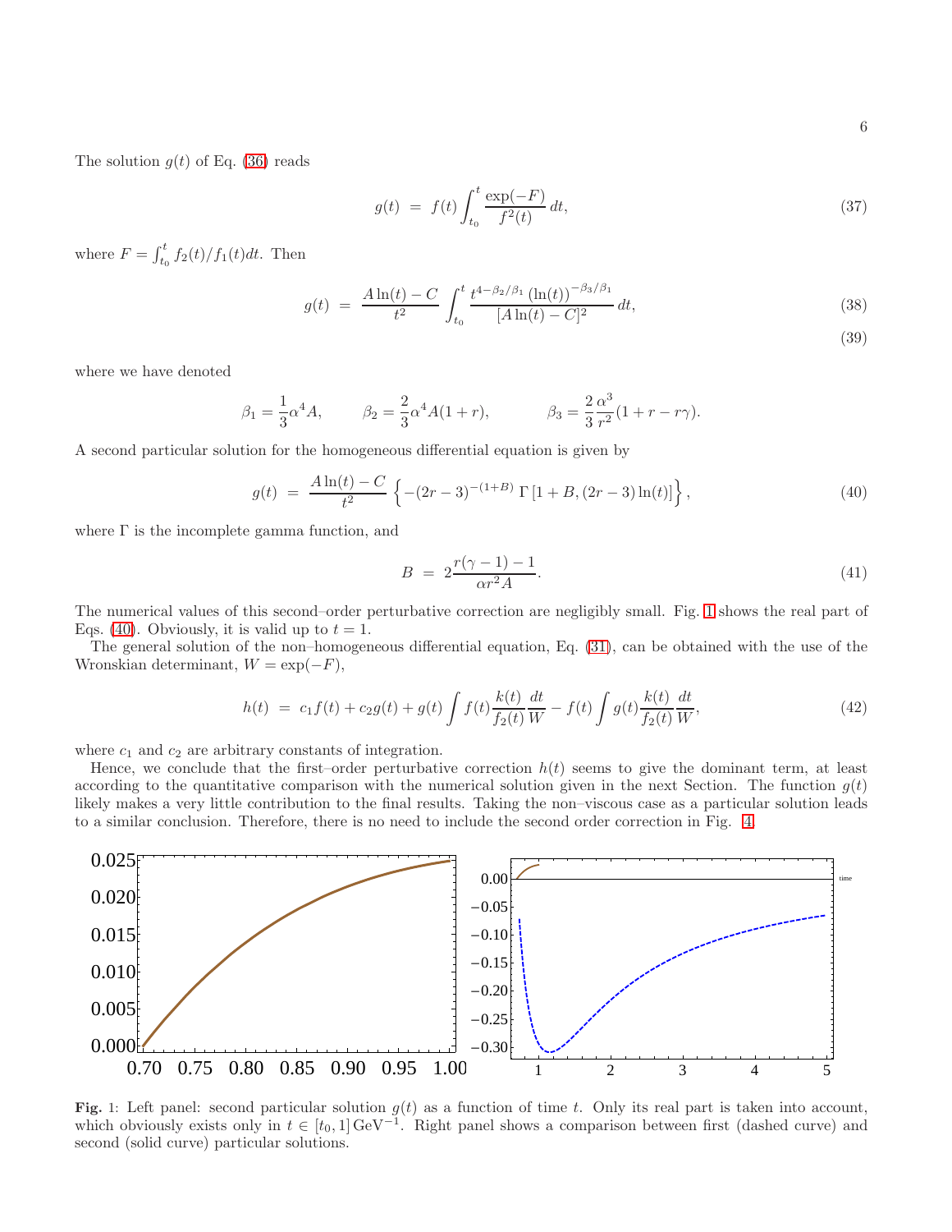The solution $g(t)$ of Eq. (36) reads

$$g(t) \;=\; f(t)\int_{t_0}^{t} \frac{\exp(-F)}{f^2(t)}\,dt, \tag{37}$$

where $F=\int_{t_0}^{t} f_2(t)/f_1(t)dt$. Then

$$g(t) \;=\; \frac{A\ln(t)-C}{t^2}\int_{t_0}^{t} \frac{t^{4-\beta_2/\beta_1}\,(\ln(t))^{-\beta_3/\beta_1}}{[A\ln(t)-C]^2}\,dt, \tag{38}$$

$$\tag{39}$$

where we have denoted

$$\beta_1 = \frac{1}{3}\alpha^4 A, \qquad \beta_2 = \frac{2}{3}\alpha^4 A(1+r), \qquad \beta_3 = \frac{2}{3}\frac{\alpha^3}{r^2}(1+r-r\gamma).$$

A second particular solution for the homogeneous differential equation is given by

$$g(t) \;=\; \frac{A\ln(t)-C}{t^2}\left\{-(2r-3)^{-(1+B)}\,\Gamma\left[1+B,(2r-3)\ln(t)\right]\right\}, \tag{40}$$

where $\Gamma$ is the incomplete gamma function, and

$$B \;=\; 2\frac{r(\gamma-1)-1}{\alpha r^2 A}. \tag{41}$$

The numerical values of this second–order perturbative correction are negligibly small. Fig. 1 shows the real part of Eqs. (40). Obviously, it is valid up to $t=1$.

The general solution of the non–homogeneous differential equation, Eq. (31), can be obtained with the use of the Wronskian determinant, $W=\exp(-F)$,

$$h(t) \;=\; c_1 f(t) + c_2 g(t) + g(t)\int f(t)\frac{k(t)}{f_2(t)}\frac{dt}{W} - f(t)\int g(t)\frac{k(t)}{f_2(t)}\frac{dt}{W}, \tag{42}$$

where $c_1$ and $c_2$ are arbitrary constants of integration.

Hence, we conclude that the first–order perturbative correction $h(t)$ seems to give the dominant term, at least according to the quantitative comparison with the numerical solution given in the next Section. The function $g(t)$ likely makes a very little contribution to the final results. Taking the non–viscous case as a particular solution leads to a similar conclusion. Therefore, there is no need to include the second order correction in Fig. 4.

**Fig.** 1: Left panel: second particular solution $g(t)$ as a function of time $t$. Only its real part is taken into account, which obviously exists only in $t\in[t_0,1]\,\mathrm{GeV}^{-1}$. Right panel shows a comparison between first (dashed curve) and second (solid curve) particular solutions.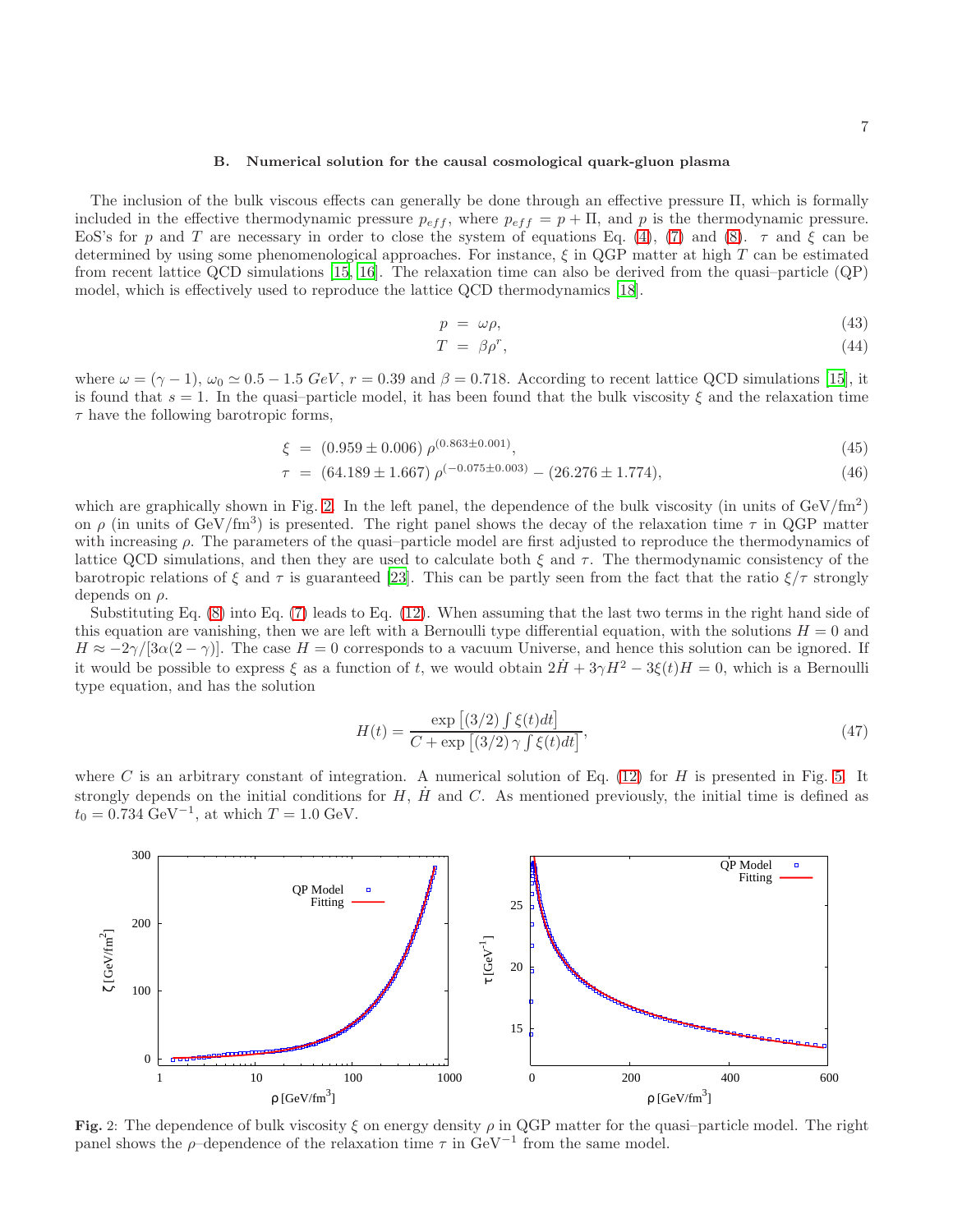### B. Numerical solution for the causal cosmological quark-gluon plasma

The inclusion of the bulk viscous effects can generally be done through an effective pressure $\Pi$, which is formally included in the effective thermodynamic pressure $p_{eff}$, where $p_{eff} = p + \Pi$, and $p$ is the thermodynamic pressure. EoS's for $p$ and $T$ are necessary in order to close the system of equations Eq. (4), (7) and (8). $\tau$ and $\xi$ can be determined by using some phenomenological approaches. For instance, $\xi$ in QGP matter at high $T$ can be estimated from recent lattice QCD simulations [15, 16]. The relaxation time can also be derived from the quasi–particle (QP) model, which is effectively used to reproduce the lattice QCD thermodynamics [18].

$$p = \omega\rho, \tag{43}$$

$$T = \beta\rho^{r}, \tag{44}$$

where $\omega = (\gamma - 1)$, $\omega_0 \simeq 0.5 - 1.5\ GeV$, $r = 0.39$ and $\beta = 0.718$. According to recent lattice QCD simulations [15], it is found that $s = 1$. In the quasi–particle model, it has been found that the bulk viscosity $\xi$ and the relaxation time $\tau$ have the following barotropic forms,

$$\xi = (0.959 \pm 0.006)\ \rho^{(0.863 \pm 0.001)}, \tag{45}$$

$$\tau = (64.189 \pm 1.667)\ \rho^{(-0.075 \pm 0.003)} - (26.276 \pm 1.774), \tag{46}$$

which are graphically shown in Fig. 2. In the left panel, the dependence of the bulk viscosity (in units of GeV/fm$^2$) on $\rho$ (in units of GeV/fm$^3$) is presented. The right panel shows the decay of the relaxation time $\tau$ in QGP matter with increasing $\rho$. The parameters of the quasi–particle model are first adjusted to reproduce the thermodynamics of lattice QCD simulations, and then they are used to calculate both $\xi$ and $\tau$. The thermodynamic consistency of the barotropic relations of $\xi$ and $\tau$ is guaranteed [23]. This can be partly seen from the fact that the ratio $\xi/\tau$ strongly depends on $\rho$.

Substituting Eq. (8) into Eq. (7) leads to Eq. (12). When assuming that the last two terms in the right hand side of this equation are vanishing, then we are left with a Bernoulli type differential equation, with the solutions $H = 0$ and $H \approx -2\gamma/[3\alpha(2-\gamma)]$. The case $H = 0$ corresponds to a vacuum Universe, and hence this solution can be ignored. If it would be possible to express $\xi$ as a function of $t$, we would obtain $2\dot{H} + 3\gamma H^2 - 3\xi(t)H = 0$, which is a Bernoulli type equation, and has the solution

$$H(t) = \frac{\exp\left[(3/2)\int \xi(t)dt\right]}{C + \exp\left[(3/2)\,\gamma \int \xi(t)dt\right]}, \tag{47}$$

where $C$ is an arbitrary constant of integration. A numerical solution of Eq. (12) for $H$ is presented in Fig. 5. It strongly depends on the initial conditions for $H$, $\dot{H}$ and $C$. As mentioned previously, the initial time is defined as $t_0 = 0.734$ GeV$^{-1}$, at which $T = 1.0$ GeV.

**Fig.** 2: The dependence of bulk viscosity $\xi$ on energy density $\rho$ in QGP matter for the quasi–particle model. The right panel shows the $\rho$–dependence of the relaxation time $\tau$ in GeV$^{-1}$ from the same model.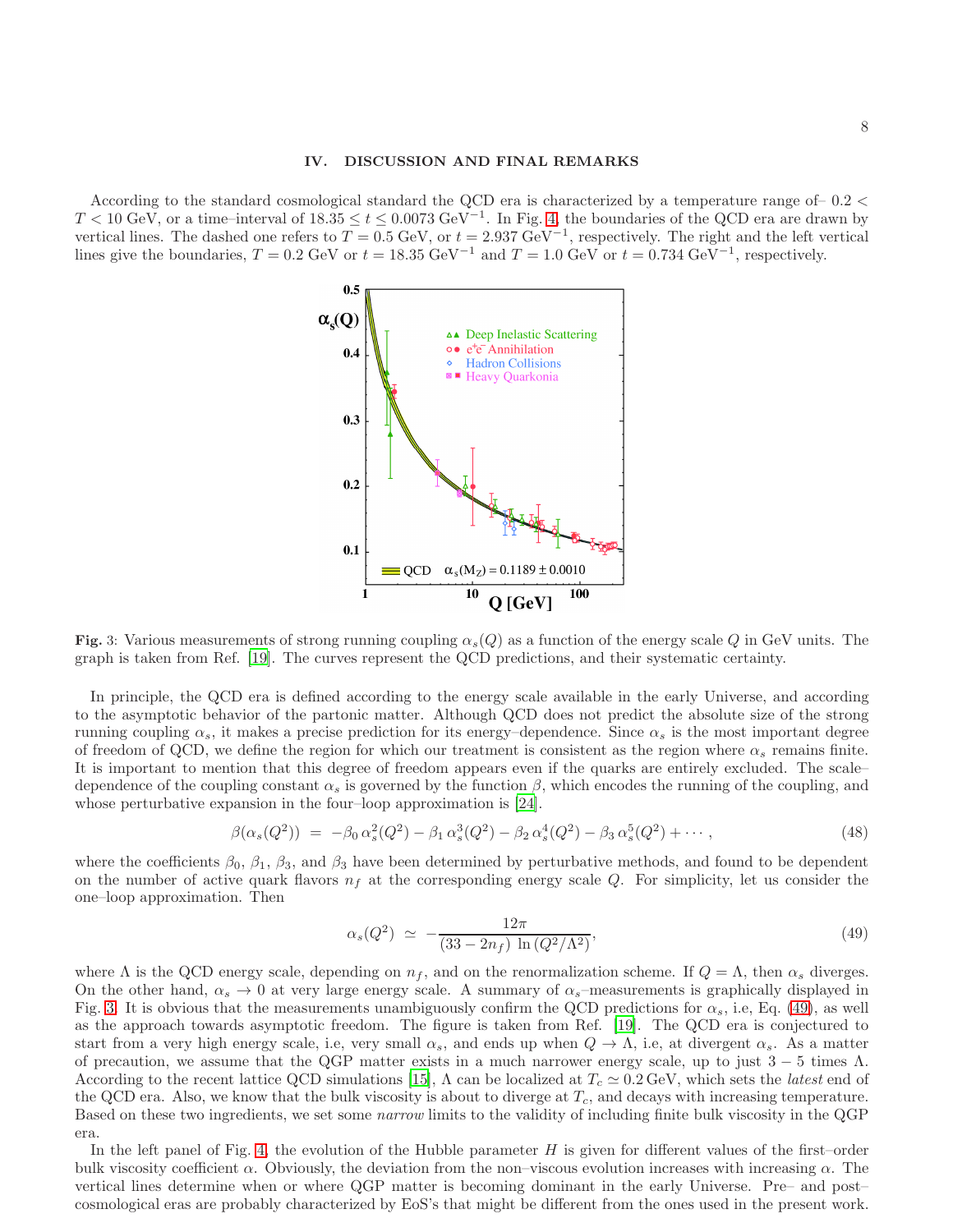## IV. DISCUSSION AND FINAL REMARKS

According to the standard cosmological standard the QCD era is characterized by a temperature range of– $0.2 < T < 10$ GeV, or a time–interval of $18.35 \leq t \leq 0.0073$ GeV$^{-1}$. In Fig. 4, the boundaries of the QCD era are drawn by vertical lines. The dashed one refers to $T = 0.5$ GeV, or $t = 2.937$ GeV$^{-1}$, respectively. The right and the left vertical lines give the boundaries, $T = 0.2$ GeV or $t = 18.35$ GeV$^{-1}$ and $T = 1.0$ GeV or $t = 0.734$ GeV$^{-1}$, respectively.

**Fig.** 3: Various measurements of strong running coupling $\alpha_s(Q)$ as a function of the energy scale $Q$ in GeV units. The graph is taken from Ref. [19]. The curves represent the QCD predictions, and their systematic certainty.

In principle, the QCD era is defined according to the energy scale available in the early Universe, and according to the asymptotic behavior of the partonic matter. Although QCD does not predict the absolute size of the strong running coupling $\alpha_s$, it makes a precise prediction for its energy–dependence. Since $\alpha_s$ is the most important degree of freedom of QCD, we define the region for which our treatment is consistent as the region where $\alpha_s$ remains finite. It is important to mention that this degree of freedom appears even if the quarks are entirely excluded. The scale–dependence of the coupling constant $\alpha_s$ is governed by the function $\beta$, which encodes the running of the coupling, and whose perturbative expansion in the four–loop approximation is [24].

$$\beta(\alpha_s(Q^2)) \;=\; -\beta_0\, \alpha_s^2(Q^2) - \beta_1\, \alpha_s^3(Q^2) - \beta_2\, \alpha_s^4(Q^2) - \beta_3\, \alpha_s^5(Q^2) + \cdots, \tag{48}$$

where the coefficients $\beta_0$, $\beta_1$, $\beta_3$, and $\beta_3$ have been determined by perturbative methods, and found to be dependent on the number of active quark flavors $n_f$ at the corresponding energy scale $Q$. For simplicity, let us consider the one–loop approximation. Then

$$\alpha_s(Q^2) \;\simeq\; -\frac{12\pi}{(33 - 2n_f)\, \ln\left(Q^2/\Lambda^2\right)}, \tag{49}$$

where $\Lambda$ is the QCD energy scale, depending on $n_f$, and on the renormalization scheme. If $Q = \Lambda$, then $\alpha_s$ diverges. On the other hand, $\alpha_s \to 0$ at very large energy scale. A summary of $\alpha_s$–measurements is graphically displayed in Fig. 3. It is obvious that the measurements unambiguously confirm the QCD predictions for $\alpha_s$, i.e, Eq. (49), as well as the approach towards asymptotic freedom. The figure is taken from Ref. [19]. The QCD era is conjectured to start from a very high energy scale, i.e, very small $\alpha_s$, and ends up when $Q \to \Lambda$, i.e, at divergent $\alpha_s$. As a matter of precaution, we assume that the QGP matter exists in a much narrower energy scale, up to just $3 - 5$ times $\Lambda$. According to the recent lattice QCD simulations [15], $\Lambda$ can be localized at $T_c \simeq 0.2$ GeV, which sets the *latest* end of the QCD era. Also, we know that the bulk viscosity is about to diverge at $T_c$, and decays with increasing temperature. Based on these two ingredients, we set some *narrow* limits to the validity of including finite bulk viscosity in the QGP era.

In the left panel of Fig. 4, the evolution of the Hubble parameter $H$ is given for different values of the first–order bulk viscosity coefficient $\alpha$. Obviously, the deviation from the non–viscous evolution increases with increasing $\alpha$. The vertical lines determine when or where QGP matter is becoming dominant in the early Universe. Pre– and post–cosmological eras are probably characterized by EoS's that might be different from the ones used in the present work.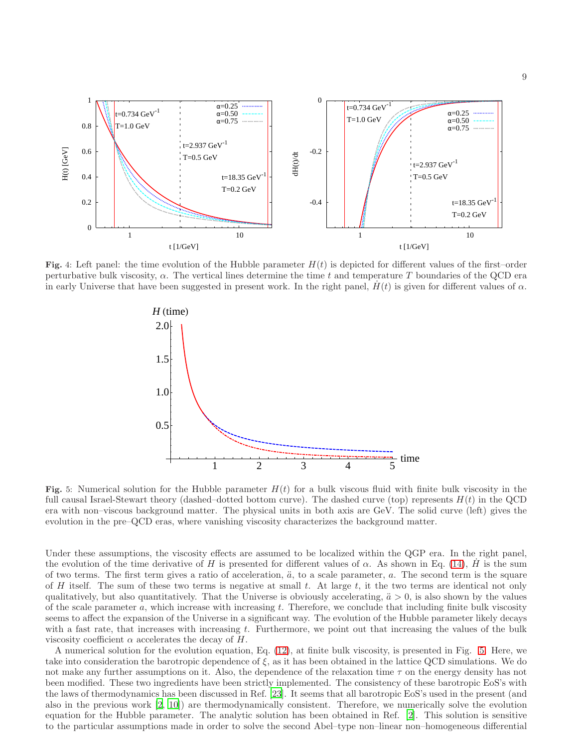**Fig.** 4: Left panel: the time evolution of the Hubble parameter $H(t)$ is depicted for different values of the first–order perturbative bulk viscosity, $\alpha$. The vertical lines determine the time $t$ and temperature $T$ boundaries of the QCD era in early Universe that have been suggested in present work. In the right panel, $\dot{H}(t)$ is given for different values of $\alpha$.

**Fig.** 5: Numerical solution for the Hubble parameter $H(t)$ for a bulk viscous fluid with finite bulk viscosity in the full causal Israel-Stewart theory (dashed–dotted bottom curve). The dashed curve (top) represents $H(t)$ in the QCD era with non–viscous background matter. The physical units in both axis are GeV. The solid curve (left) gives the evolution in the pre–QCD eras, where vanishing viscosity characterizes the background matter.

Under these assumptions, the viscosity effects are assumed to be localized within the QGP era. In the right panel, the evolution of the time derivative of $H$ is presented for different values of $\alpha$. As shown in Eq. (14), $\dot{H}$ is the sum of two terms. The first term gives a ratio of acceleration, $\ddot{a}$, to a scale parameter, $a$. The second term is the square of $H$ itself. The sum of these two terms is negative at small $t$. At large $t$, it the two terms are identical not only qualitatively, but also quantitatively. That the Universe is obviously accelerating, $\ddot{a} > 0$, is also shown by the values of the scale parameter $a$, which increase with increasing $t$. Therefore, we conclude that including finite bulk viscosity seems to affect the expansion of the Universe in a significant way. The evolution of the Hubble parameter likely decays with a fast rate, that increases with increasing $t$. Furthermore, we point out that increasing the values of the bulk viscosity coefficient $\alpha$ accelerates the decay of $H$.

A numerical solution for the evolution equation, Eq. (12), at finite bulk viscosity, is presented in Fig. 5. Here, we take into consideration the barotropic dependence of $\xi$, as it has been obtained in the lattice QCD simulations. We do not make any further assumptions on it. Also, the dependence of the relaxation time $\tau$ on the energy density has not been modified. These two ingredients have been strictly implemented. The consistency of these barotropic EoS's with the laws of thermodynamics has been discussed in Ref. [23]. It seems that all barotropic EoS's used in the present (and also in the previous work [2, 10]) are thermodynamically consistent. Therefore, we numerically solve the evolution equation for the Hubble parameter. The analytic solution has been obtained in Ref. [2]. This solution is sensitive to the particular assumptions made in order to solve the second Abel–type non–linear non–homogeneous differential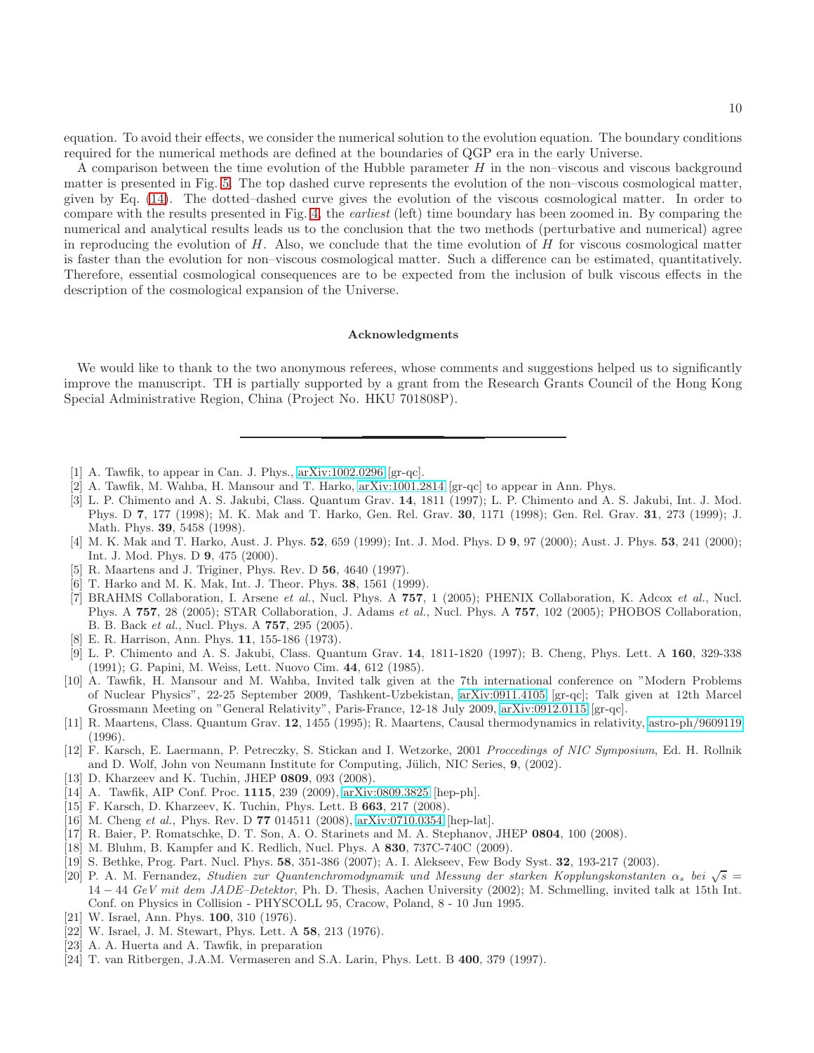equation. To avoid their effects, we consider the numerical solution to the evolution equation. The boundary conditions required for the numerical methods are defined at the boundaries of QGP era in the early Universe.

A comparison between the time evolution of the Hubble parameter $H$ in the non–viscous and viscous background matter is presented in Fig. 5. The top dashed curve represents the evolution of the non–viscous cosmological matter, given by Eq. (14). The dotted–dashed curve gives the evolution of the viscous cosmological matter. In order to compare with the results presented in Fig. 4, the *earliest* (left) time boundary has been zoomed in. By comparing the numerical and analytical results leads us to the conclusion that the two methods (perturbative and numerical) agree in reproducing the evolution of $H$. Also, we conclude that the time evolution of $H$ for viscous cosmological matter is faster than the evolution for non–viscous cosmological matter. Such a difference can be estimated, quantitatively. Therefore, essential cosmological consequences are to be expected from the inclusion of bulk viscous effects in the description of the cosmological expansion of the Universe.

### Acknowledgments

We would like to thank to the two anonymous referees, whose comments and suggestions helped us to significantly improve the manuscript. TH is partially supported by a grant from the Research Grants Council of the Hong Kong Special Administrative Region, China (Project No. HKU 701808P).

---

[1] A. Tawfik, to appear in Can. J. Phys., arXiv:1002.0296 [gr-qc].

[2] A. Tawfik, M. Wahba, H. Mansour and T. Harko, arXiv:1001.2814 [gr-qc] to appear in Ann. Phys.

[3] L. P. Chimento and A. S. Jakubi, Class. Quantum Grav. **14**, 1811 (1997); L. P. Chimento and A. S. Jakubi, Int. J. Mod. Phys. D **7**, 177 (1998); M. K. Mak and T. Harko, Gen. Rel. Grav. **30**, 1171 (1998); Gen. Rel. Grav. **31**, 273 (1999); J. Math. Phys. **39**, 5458 (1998).

[4] M. K. Mak and T. Harko, Aust. J. Phys. **52**, 659 (1999); Int. J. Mod. Phys. D **9**, 97 (2000); Aust. J. Phys. **53**, 241 (2000); Int. J. Mod. Phys. D **9**, 475 (2000).

[5] R. Maartens and J. Triginer, Phys. Rev. D **56**, 4640 (1997).

[6] T. Harko and M. K. Mak, Int. J. Theor. Phys. **38**, 1561 (1999).

[7] BRAHMS Collaboration, I. Arsene *et al.*, Nucl. Phys. A **757**, 1 (2005); PHENIX Collaboration, K. Adcox *et al.*, Nucl. Phys. A **757**, 28 (2005); STAR Collaboration, J. Adams *et al.*, Nucl. Phys. A **757**, 102 (2005); PHOBOS Collaboration, B. B. Back *et al.*, Nucl. Phys. A **757**, 295 (2005).

[8] E. R. Harrison, Ann. Phys. **11**, 155-186 (1973).

[9] L. P. Chimento and A. S. Jakubi, Class. Quantum Grav. **14**, 1811-1820 (1997); B. Cheng, Phys. Lett. A **160**, 329-338 (1991); G. Papini, M. Weiss, Lett. Nuovo Cim. **44**, 612 (1985).

[10] A. Tawfik, H. Mansour and M. Wahba, Invited talk given at the 7th international conference on "Modern Problems of Nuclear Physics", 22-25 September 2009, Tashkent-Uzbekistan, arXiv:0911.4105 [gr-qc]; Talk given at 12th Marcel Grossmann Meeting on "General Relativity", Paris-France, 12-18 July 2009, arXiv:0912.0115 [gr-qc].

[11] R. Maartens, Class. Quantum Grav. **12**, 1455 (1995); R. Maartens, Causal thermodynamics in relativity, astro-ph/9609119 (1996).

[12] F. Karsch, E. Laermann, P. Petreczky, S. Stickan and I. Wetzorke, 2001 *Proccedings of NIC Symposium*, Ed. H. Rollnik and D. Wolf, John von Neumann Institute for Computing, Jülich, NIC Series, **9**, (2002).

[13] D. Kharzeev and K. Tuchin, JHEP **0809**, 093 (2008).

[14] A. Tawfik, AIP Conf. Proc. **1115**, 239 (2009), arXiv:0809.3825 [hep-ph].

[15] F. Karsch, D. Kharzeev, K. Tuchin, Phys. Lett. B **663**, 217 (2008).

[16] M. Cheng *et al.*, Phys. Rev. D **77** 014511 (2008), arXiv:0710.0354 [hep-lat].

[17] R. Baier, P. Romatschke, D. T. Son, A. O. Starinets and M. A. Stephanov, JHEP **0804**, 100 (2008).

[18] M. Bluhm, B. Kampfer and K. Redlich, Nucl. Phys. A **830**, 737C-740C (2009).

[19] S. Bethke, Prog. Part. Nucl. Phys. **58**, 351-386 (2007); A. I. Alekseev, Few Body Syst. **32**, 193-217 (2003).

[20] P. A. M. Fernandez, *Studien zur Quantenchromodynamik und Messung der starken Kopplungskonstanten* $\alpha_s$ *bei* $\sqrt{s} = 14 - 44$ *GeV mit dem JADE–Detektor*, Ph. D. Thesis, Aachen University (2002); M. Schmelling, invited talk at 15th Int. Conf. on Physics in Collision - PHYSCOLL 95, Cracow, Poland, 8 - 10 Jun 1995.

[21] W. Israel, Ann. Phys. **100**, 310 (1976).

[22] W. Israel, J. M. Stewart, Phys. Lett. A **58**, 213 (1976).

[23] A. A. Huerta and A. Tawfik, in preparation

[24] T. van Ritbergen, J.A.M. Vermaseren and S.A. Larin, Phys. Lett. B **400**, 379 (1997).